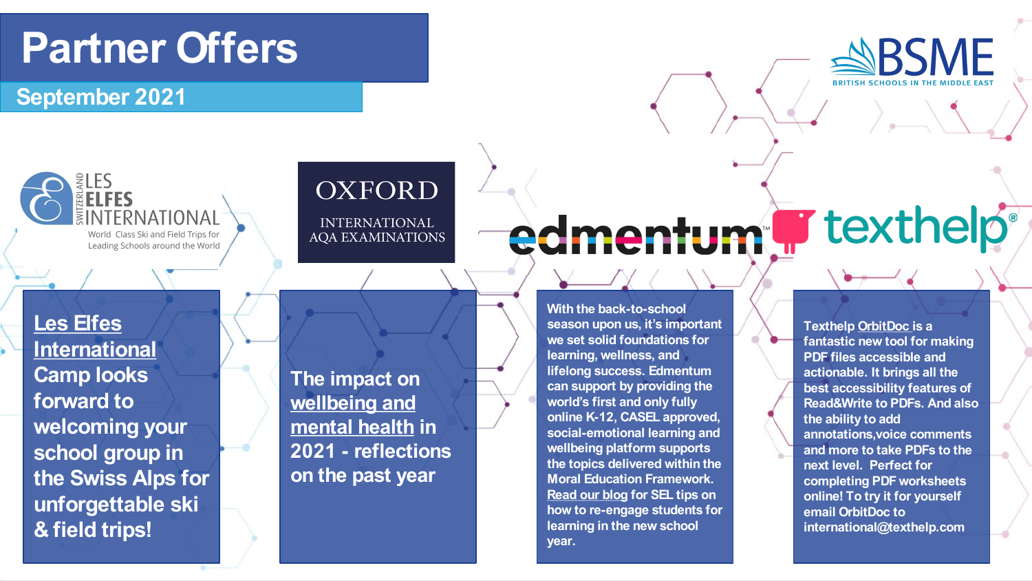# Partner Offers

## September 2021

BSME
BRITISH SCHOOLS IN THE MIDDLE EAST

### LES ELFES INTERNATIONAL

SWITZERLAND

World Class Ski and Field Trips for Leading Schools around the World

**Les Elfes International Camp looks forward to welcoming your school group in the Swiss Alps for unforgettable ski & field trips!**

### OXFORD INTERNATIONAL AQA EXAMINATIONS

**The impact on wellbeing and mental health in 2021 - reflections on the past year**

### edmentum

With the back-to-school season upon us, it's important we set solid foundations for learning, wellness, and lifelong success. Edmentum can support by providing the world's first and only fully online K-12, CASEL approved, social-emotional learning and wellbeing platform supports the topics delivered within the Moral Education Framework. Read our blog for SEL tips on how to re-engage students for learning in the new school year.

### texthelp

Texthelp OrbitDoc is a fantastic new tool for making PDF files accessible and actionable. It brings all the best accessibility features of Read&Write to PDFs. And also the ability to add annotations,voice comments and more to take PDFs to the next level. Perfect for completing PDF worksheets online! To try it for yourself email OrbitDoc to international@texthelp.com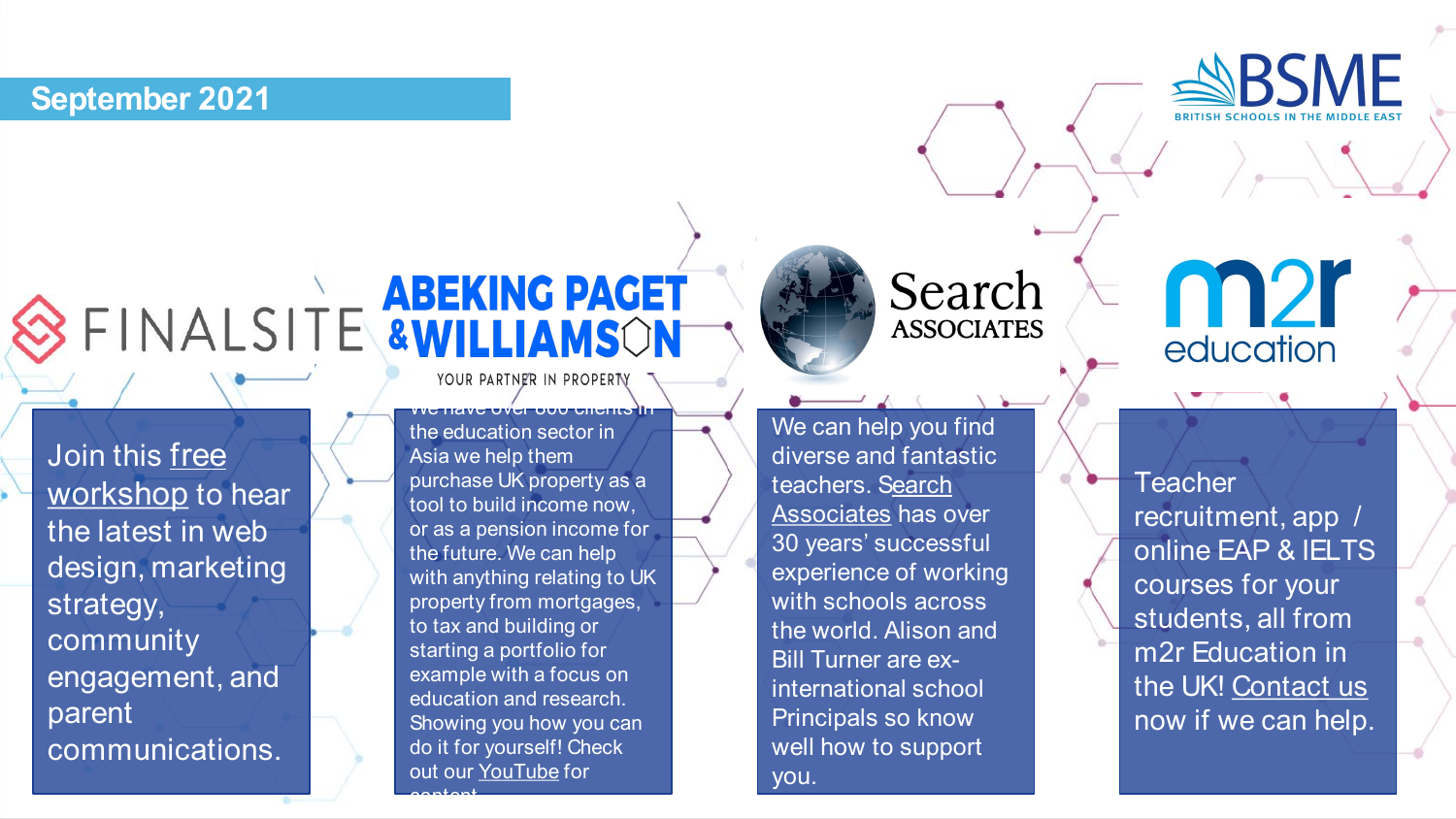## September 2021

**BSME** BRITISH SCHOOLS IN THE MIDDLE EAST

### FINALSITE

Join this free workshop to hear the latest in web design, marketing strategy, community engagement, and parent communications.

### ABEKING PAGET & WILLIAMSON

YOUR PARTNER IN PROPERTY

We have over 800 clients in the education sector in Asia we help them purchase UK property as a tool to build income now, or as a pension income for the future. We can help with anything relating to UK property from mortgages, to tax and building or starting a portfolio for example with a focus on education and research. Showing you how you can do it for yourself! Check out our YouTube for content

### Search ASSOCIATES

We can help you find diverse and fantastic teachers. Search Associates has over 30 years' successful experience of working with schools across the world. Alison and Bill Turner are ex-international school Principals so know well how to support you.

### m2r education

Teacher recruitment, app / online EAP & IELTS courses for your students, all from m2r Education in the UK! Contact us now if we can help.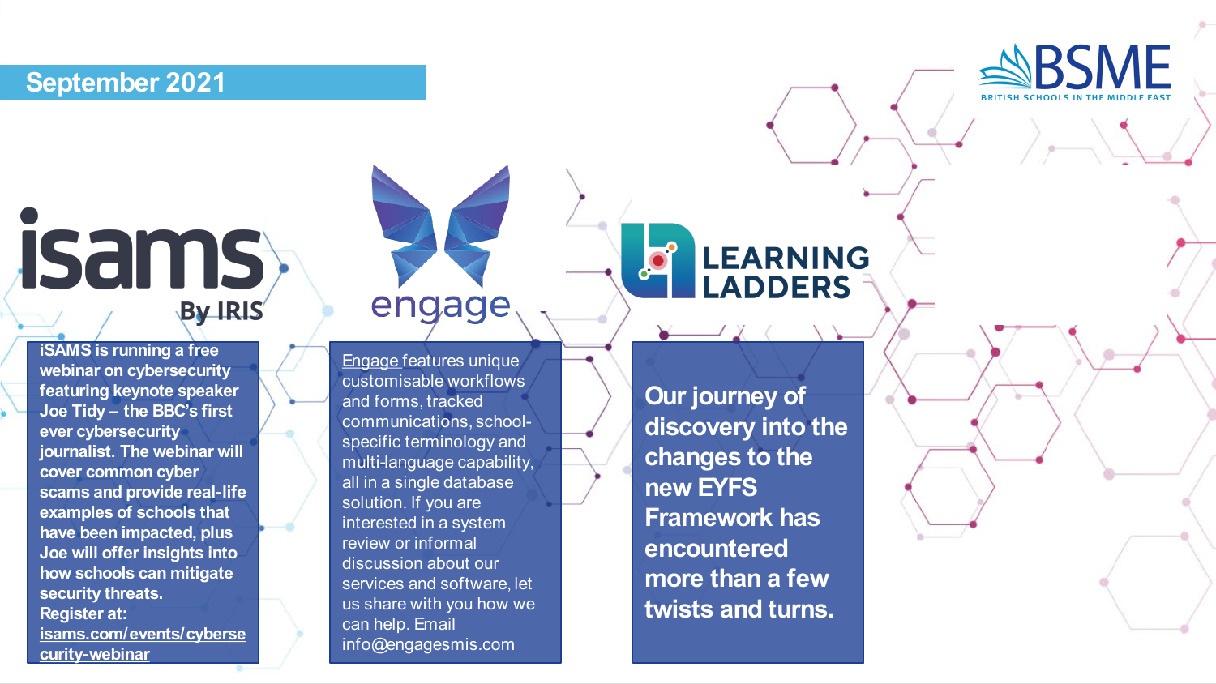## September 2021

BSME
BRITISH SCHOOLS IN THE MIDDLE EAST

isams
By IRIS

**iSAMS is running a free webinar on cybersecurity featuring keynote speaker Joe Tidy – the BBC's first ever cybersecurity journalist. The webinar will cover common cyber scams and provide real-life examples of schools that have been impacted, plus Joe will offer insights into how schools can mitigate security threats.**
**Register at:**
**isams.com/events/cybersecurity-webinar**

engage

Engage features unique customisable workflows and forms, tracked communications, school-specific terminology and multi-language capability, all in a single database solution. If you are interested in a system review or informal discussion about our services and software, let us share with you how we can help. Email info@engagesmis.com

LEARNING LADDERS

**Our journey of discovery into the changes to the new EYFS Framework has encountered more than a few twists and turns.**